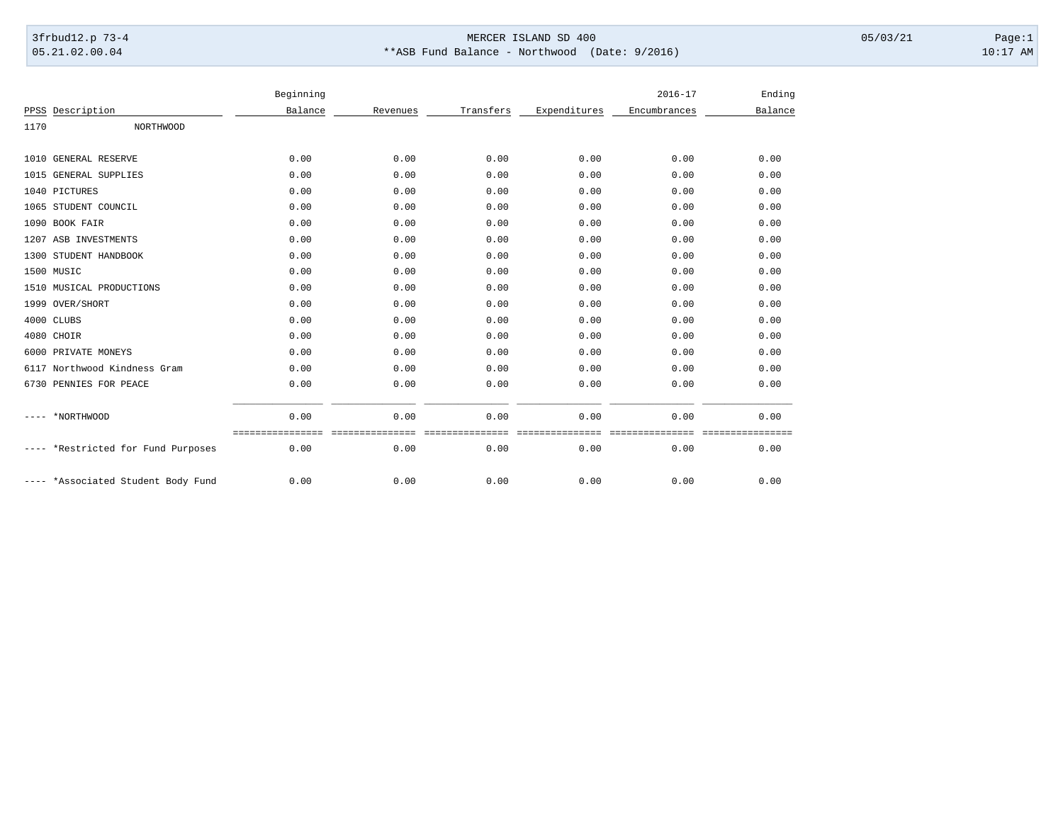MERCER ISLAND SD 400

**ASB Fund Balance - Northwood (Date: 9/2016)

3frbud12.p 73-4
05.21.02.00.04

05/03/21 10:17 AM

| PPSS | Description | Beginning Balance | Revenues | Transfers | Expenditures | 2016-17 Encumbrances | Ending Balance |
|---|---|---|---|---|---|---|---|
| 1170 | NORTHWOOD | | | | | | |
| 1010 | GENERAL RESERVE | 0.00 | 0.00 | 0.00 | 0.00 | 0.00 | 0.00 |
| 1015 | GENERAL SUPPLIES | 0.00 | 0.00 | 0.00 | 0.00 | 0.00 | 0.00 |
| 1040 | PICTURES | 0.00 | 0.00 | 0.00 | 0.00 | 0.00 | 0.00 |
| 1065 | STUDENT COUNCIL | 0.00 | 0.00 | 0.00 | 0.00 | 0.00 | 0.00 |
| 1090 | BOOK FAIR | 0.00 | 0.00 | 0.00 | 0.00 | 0.00 | 0.00 |
| 1207 | ASB INVESTMENTS | 0.00 | 0.00 | 0.00 | 0.00 | 0.00 | 0.00 |
| 1300 | STUDENT HANDBOOK | 0.00 | 0.00 | 0.00 | 0.00 | 0.00 | 0.00 |
| 1500 | MUSIC | 0.00 | 0.00 | 0.00 | 0.00 | 0.00 | 0.00 |
| 1510 | MUSICAL PRODUCTIONS | 0.00 | 0.00 | 0.00 | 0.00 | 0.00 | 0.00 |
| 1999 | OVER/SHORT | 0.00 | 0.00 | 0.00 | 0.00 | 0.00 | 0.00 |
| 4000 | CLUBS | 0.00 | 0.00 | 0.00 | 0.00 | 0.00 | 0.00 |
| 4080 | CHOIR | 0.00 | 0.00 | 0.00 | 0.00 | 0.00 | 0.00 |
| 6000 | PRIVATE MONEYS | 0.00 | 0.00 | 0.00 | 0.00 | 0.00 | 0.00 |
| 6117 | Northwood Kindness Gram | 0.00 | 0.00 | 0.00 | 0.00 | 0.00 | 0.00 |
| 6730 | PENNIES FOR PEACE | 0.00 | 0.00 | 0.00 | 0.00 | 0.00 | 0.00 |
| ---- | *NORTHWOOD | 0.00 | 0.00 | 0.00 | 0.00 | 0.00 | 0.00 |
| ---- | *Restricted for Fund Purposes | 0.00 | 0.00 | 0.00 | 0.00 | 0.00 | 0.00 |
| ---- | *Associated Student Body Fund | 0.00 | 0.00 | 0.00 | 0.00 | 0.00 | 0.00 |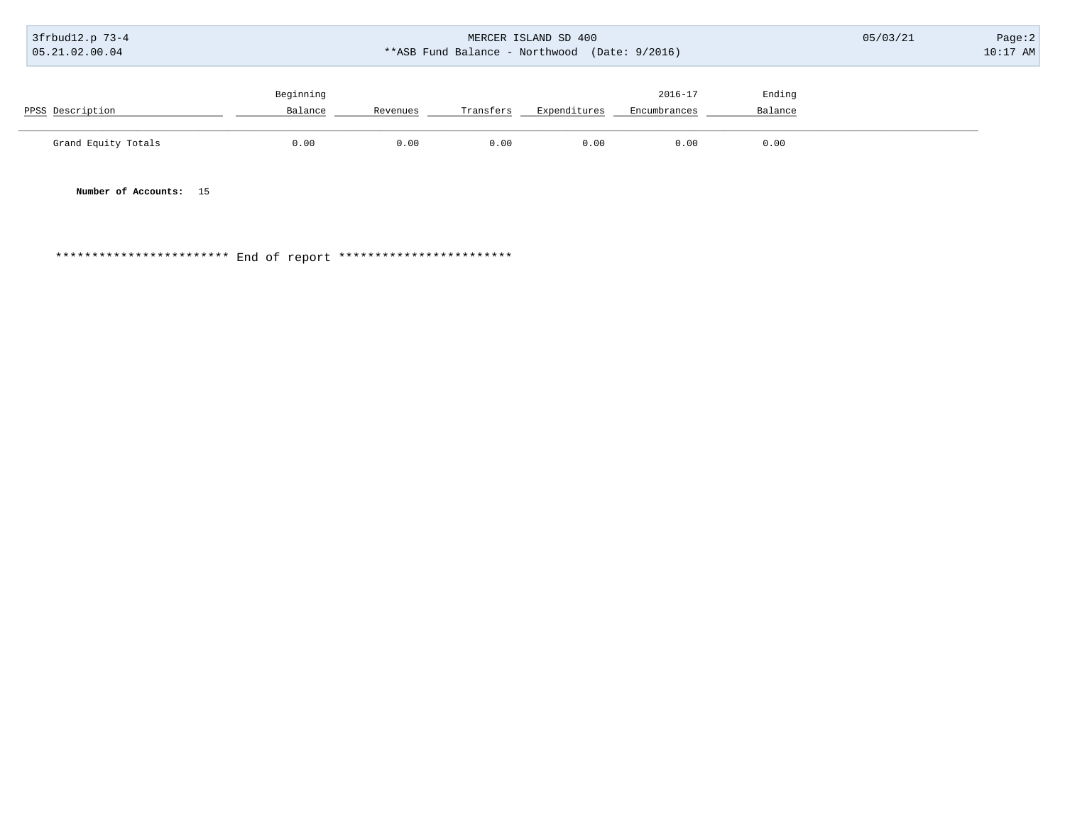| PPSS | Description | Beginning Balance | Revenues | Transfers | Expenditures | 2016-17 Encumbrances | Ending Balance |
|---|---|---|---|---|---|---|---|
| | Grand Equity Totals | 0.00 | 0.00 | 0.00 | 0.00 | 0.00 | 0.00 |

**Number of Accounts:** 15

************************ End of report ************************